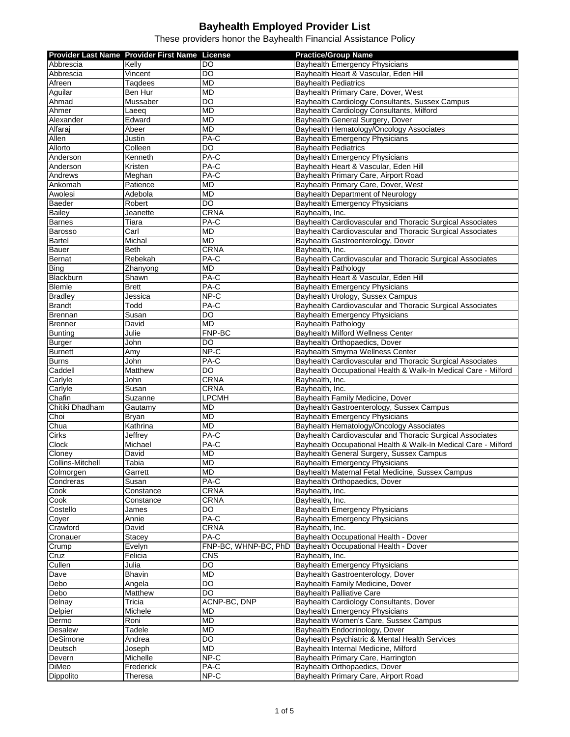# Bayhealth Employed Provider List

These providers honor the Bayhealth Financial Assistance Policy

| Provider Last Name | Provider First Name | License | Practice/Group Name |
|---|---|---|---|
| Abbrescia | Kelly | DO | Bayhealth Emergency Physicians |
| Abbrescia | Vincent | DO | Bayhealth Heart & Vascular, Eden Hill |
| Afreen | Taqdees | MD | Bayhealth Pediatrics |
| Aguilar | Ben Hur | MD | Bayhealth Primary Care, Dover, West |
| Ahmad | Mussaber | DO | Bayhealth Cardiology Consultants, Sussex Campus |
| Ahmer | Laeeq | MD | Bayhealth Cardiology Consultants, Milford |
| Alexander | Edward | MD | Bayhealth General Surgery, Dover |
| Alfaraj | Abeer | MD | Bayhealth Hematology/Oncology Associates |
| Allen | Justin | PA-C | Bayhealth Emergency Physicians |
| Allorto | Colleen | DO | Bayhealth Pediatrics |
| Anderson | Kenneth | PA-C | Bayhealth Emergency Physicians |
| Anderson | Kristen | PA-C | Bayhealth Heart & Vascular, Eden Hill |
| Andrews | Meghan | PA-C | Bayhealth Primary Care, Airport Road |
| Ankomah | Patience | MD | Bayhealth Primary Care, Dover, West |
| Awolesi | Adebola | MD | Bayhealth Department of Neurology |
| Baeder | Robert | DO | Bayhealth Emergency Physicians |
| Bailey | Jeanette | CRNA | Bayhealth, Inc. |
| Barnes | Tiara | PA-C | Bayhealth Cardiovascular and Thoracic Surgical Associates |
| Barosso | Carl | MD | Bayhealth Cardiovascular and Thoracic Surgical Associates |
| Bartel | Michal | MD | Bayhealth Gastroenterology, Dover |
| Bauer | Beth | CRNA | Bayhealth, Inc. |
| Bernat | Rebekah | PA-C | Bayhealth Cardiovascular and Thoracic Surgical Associates |
| Bing | Zhanyong | MD | Bayhealth Pathology |
| Blackburn | Shawn | PA-C | Bayhealth Heart & Vascular, Eden Hill |
| Blemle | Brett | PA-C | Bayhealth Emergency Physicians |
| Bradley | Jessica | NP-C | Bayhealth Urology, Sussex Campus |
| Brandt | Todd | PA-C | Bayhealth Cardiovascular and Thoracic Surgical Associates |
| Brennan | Susan | DO | Bayhealth Emergency Physicians |
| Brenner | David | MD | Bayhealth Pathology |
| Bunting | Julie | FNP-BC | Bayhealth Milford Wellness Center |
| Burger | John | DO | Bayhealth Orthopaedics, Dover |
| Burnett | Amy | NP-C | Bayhealth Smyrna Wellness Center |
| Burns | John | PA-C | Bayhealth Cardiovascular and Thoracic Surgical Associates |
| Caddell | Matthew | DO | Bayhealth Occupational Health & Walk-In Medical Care - Milford |
| Carlyle | John | CRNA | Bayhealth, Inc. |
| Carlyle | Susan | CRNA | Bayhealth, Inc. |
| Chafin | Suzanne | LPCMH | Bayhealth Family Medicine, Dover |
| Chitiki Dhadham | Gautamy | MD | Bayhealth Gastroenterology, Sussex Campus |
| Choi | Bryan | MD | Bayhealth Emergency Physicians |
| Chua | Kathrina | MD | Bayhealth Hematology/Oncology Associates |
| Cirks | Jeffrey | PA-C | Bayhealth Cardiovascular and Thoracic Surgical Associates |
| Clock | Michael | PA-C | Bayhealth Occupational Health & Walk-In Medical Care - Milford |
| Cloney | David | MD | Bayhealth General Surgery, Sussex Campus |
| Collins-Mitchell | Tabia | MD | Bayhealth Emergency Physicians |
| Colmorgen | Garrett | MD | Bayhealth Maternal Fetal Medicine, Sussex Campus |
| Condreras | Susan | PA-C | Bayhealth Orthopaedics, Dover |
| Cook | Constance | CRNA | Bayhealth, Inc. |
| Cook | Constance | CRNA | Bayhealth, Inc. |
| Costello | James | DO | Bayhealth Emergency Physicians |
| Coyer | Annie | PA-C | Bayhealth Emergency Physicians |
| Crawford | David | CRNA | Bayhealth, Inc. |
| Cronauer | Stacey | PA-C | Bayhealth Occupational Health - Dover |
| Crump | Evelyn | FNP-BC, WHNP-BC, PhD | Bayhealth Occupational Health - Dover |
| Cruz | Felicia | CNS | Bayhealth, Inc. |
| Cullen | Julia | DO | Bayhealth Emergency Physicians |
| Dave | Bhavin | MD | Bayhealth Gastroenterology, Dover |
| Debo | Angela | DO | Bayhealth Family Medicine, Dover |
| Debo | Matthew | DO | Bayhealth Palliative Care |
| Delnay | Tricia | ACNP-BC, DNP | Bayhealth Cardiology Consultants, Dover |
| Delpier | Michele | MD | Bayhealth Emergency Physicians |
| Dermo | Roni | MD | Bayhealth Women's Care, Sussex Campus |
| Desalew | Tadele | MD | Bayhealth Endocrinology, Dover |
| DeSimone | Andrea | DO | Bayhealth Psychiatric & Mental Health Services |
| Deutsch | Joseph | MD | Bayhealth Internal Medicine, Milford |
| Devern | Michelle | NP-C | Bayhealth Primary Care, Harrington |
| DiMeo | Frederick | PA-C | Bayhealth Orthopaedics, Dover |
| Dippolito | Theresa | NP-C | Bayhealth Primary Care, Airport Road |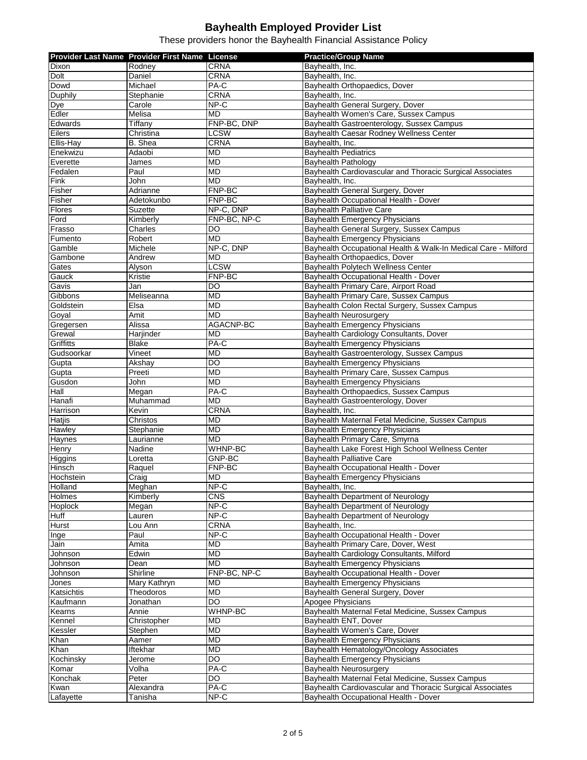# Bayhealth Employed Provider List

These providers honor the Bayhealth Financial Assistance Policy

| Provider Last Name | Provider First Name | License | Practice/Group Name |
|---|---|---|---|
| Dixon | Rodney | CRNA | Bayhealth, Inc. |
| Dolt | Daniel | CRNA | Bayhealth, Inc. |
| Dowd | Michael | PA-C | Bayhealth Orthopaedics, Dover |
| Duphily | Stephanie | CRNA | Bayhealth, Inc. |
| Dye | Carole | NP-C | Bayhealth General Surgery, Dover |
| Edler | Melisa | MD | Bayhealth Women's Care, Sussex Campus |
| Edwards | Tiffany | FNP-BC, DNP | Bayhealth Gastroenterology, Sussex Campus |
| Eilers | Christina | LCSW | Bayhealth Caesar Rodney Wellness Center |
| Ellis-Hay | B. Shea | CRNA | Bayhealth, Inc. |
| Enekwizu | Adaobi | MD | Bayhealth Pediatrics |
| Everette | James | MD | Bayhealth Pathology |
| Fedalen | Paul | MD | Bayhealth Cardiovascular and Thoracic Surgical Associates |
| Fink | John | MD | Bayhealth, Inc. |
| Fisher | Adrianne | FNP-BC | Bayhealth General Surgery, Dover |
| Fisher | Adetokunbo | FNP-BC | Bayhealth Occupational Health - Dover |
| Flores | Suzette | NP-C, DNP | Bayhealth Palliative Care |
| Ford | Kimberly | FNP-BC, NP-C | Bayhealth Emergency Physicians |
| Frasso | Charles | DO | Bayhealth General Surgery, Sussex Campus |
| Fumento | Robert | MD | Bayhealth Emergency Physicians |
| Gamble | Michele | NP-C, DNP | Bayhealth Occupational Health & Walk-In Medical Care - Milford |
| Gambone | Andrew | MD | Bayhealth Orthopaedics, Dover |
| Gates | Alyson | LCSW | Bayhealth Polytech Wellness Center |
| Gauck | Kristie | FNP-BC | Bayhealth Occupational Health - Dover |
| Gavis | Jan | DO | Bayhealth Primary Care, Airport Road |
| Gibbons | Meliseanna | MD | Bayhealth Primary Care, Sussex Campus |
| Goldstein | Elsa | MD | Bayhealth Colon Rectal Surgery, Sussex Campus |
| Goyal | Amit | MD | Bayhealth Neurosurgery |
| Gregersen | Alissa | AGACNP-BC | Bayhealth Emergency Physicians |
| Grewal | Harjinder | MD | Bayhealth Cardiology Consultants, Dover |
| Griffitts | Blake | PA-C | Bayhealth Emergency Physicians |
| Gudsoorkar | Vineet | MD | Bayhealth Gastroenterology, Sussex Campus |
| Gupta | Akshay | DO | Bayhealth Emergency Physicians |
| Gupta | Preeti | MD | Bayhealth Primary Care, Sussex Campus |
| Gusdon | John | MD | Bayhealth Emergency Physicians |
| Hall | Megan | PA-C | Bayhealth Orthopaedics, Sussex Campus |
| Hanafi | Muhammad | MD | Bayhealth Gastroenterology, Dover |
| Harrison | Kevin | CRNA | Bayhealth, Inc. |
| Hatjis | Christos | MD | Bayhealth Maternal Fetal Medicine, Sussex Campus |
| Hawley | Stephanie | MD | Bayhealth Emergency Physicians |
| Haynes | Laurianne | MD | Bayhealth Primary Care, Smyrna |
| Henry | Nadine | WHNP-BC | Bayhealth Lake Forest High School Wellness Center |
| Higgins | Loretta | GNP-BC | Bayhealth Palliative Care |
| Hinsch | Raquel | FNP-BC | Bayhealth Occupational Health - Dover |
| Hochstein | Craig | MD | Bayhealth Emergency Physicians |
| Holland | Meghan | NP-C | Bayhealth, Inc. |
| Holmes | Kimberly | CNS | Bayhealth Department of Neurology |
| Hoplock | Megan | NP-C | Bayhealth Department of Neurology |
| Huff | Lauren | NP-C | Bayhealth Department of Neurology |
| Hurst | Lou Ann | CRNA | Bayhealth, Inc. |
| Inge | Paul | NP-C | Bayhealth Occupational Health - Dover |
| Jain | Amita | MD | Bayhealth Primary Care, Dover, West |
| Johnson | Edwin | MD | Bayhealth Cardiology Consultants, Milford |
| Johnson | Dean | MD | Bayhealth Emergency Physicians |
| Johnson | Shirline | FNP-BC, NP-C | Bayhealth Occupational Health - Dover |
| Jones | Mary Kathryn | MD | Bayhealth Emergency Physicians |
| Katsichtis | Theodoros | MD | Bayhealth General Surgery, Dover |
| Kaufmann | Jonathan | DO | Apogee Physicians |
| Kearns | Annie | WHNP-BC | Bayhealth Maternal Fetal Medicine, Sussex Campus |
| Kennel | Christopher | MD | Bayhealth ENT, Dover |
| Kessler | Stephen | MD | Bayhealth Women's Care, Dover |
| Khan | Aamer | MD | Bayhealth Emergency Physicians |
| Khan | Iftekhar | MD | Bayhealth Hematology/Oncology Associates |
| Kochinsky | Jerome | DO | Bayhealth Emergency Physicians |
| Komar | Volha | PA-C | Bayhealth Neurosurgery |
| Konchak | Peter | DO | Bayhealth Maternal Fetal Medicine, Sussex Campus |
| Kwan | Alexandra | PA-C | Bayhealth Cardiovascular and Thoracic Surgical Associates |
| Lafayette | Tanisha | NP-C | Bayhealth Occupational Health - Dover |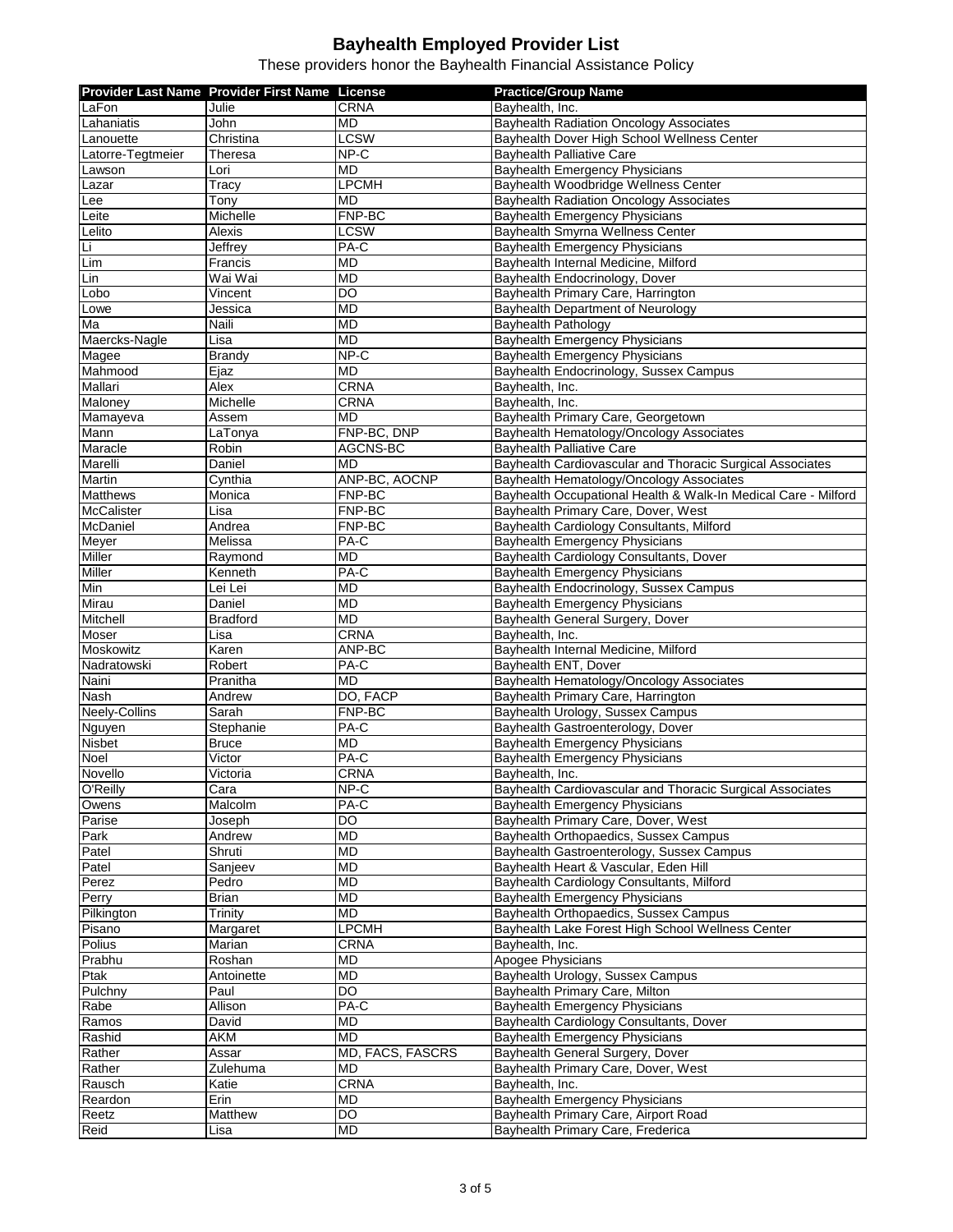# Bayhealth Employed Provider List

These providers honor the Bayhealth Financial Assistance Policy

| Provider Last Name | Provider First Name | License | Practice/Group Name |
|---|---|---|---|
| LaFon | Julie | CRNA | Bayhealth, Inc. |
| Lahaniatis | John | MD | Bayhealth Radiation Oncology Associates |
| Lanouette | Christina | LCSW | Bayhealth Dover High School Wellness Center |
| Latorre-Tegtmeier | Theresa | NP-C | Bayhealth Palliative Care |
| Lawson | Lori | MD | Bayhealth Emergency Physicians |
| Lazar | Tracy | LPCMH | Bayhealth Woodbridge Wellness Center |
| Lee | Tony | MD | Bayhealth Radiation Oncology Associates |
| Leite | Michelle | FNP-BC | Bayhealth Emergency Physicians |
| Lelito | Alexis | LCSW | Bayhealth Smyrna Wellness Center |
| Li | Jeffrey | PA-C | Bayhealth Emergency Physicians |
| Lim | Francis | MD | Bayhealth Internal Medicine, Milford |
| Lin | Wai Wai | MD | Bayhealth Endocrinology, Dover |
| Lobo | Vincent | DO | Bayhealth Primary Care, Harrington |
| Lowe | Jessica | MD | Bayhealth Department of Neurology |
| Ma | Naili | MD | Bayhealth Pathology |
| Maercks-Nagle | Lisa | MD | Bayhealth Emergency Physicians |
| Magee | Brandy | NP-C | Bayhealth Emergency Physicians |
| Mahmood | Ejaz | MD | Bayhealth Endocrinology, Sussex Campus |
| Mallari | Alex | CRNA | Bayhealth, Inc. |
| Maloney | Michelle | CRNA | Bayhealth, Inc. |
| Mamayeva | Assem | MD | Bayhealth Primary Care, Georgetown |
| Mann | LaTonya | FNP-BC, DNP | Bayhealth Hematology/Oncology Associates |
| Maracle | Robin | AGCNS-BC | Bayhealth Palliative Care |
| Marelli | Daniel | MD | Bayhealth Cardiovascular and Thoracic Surgical Associates |
| Martin | Cynthia | ANP-BC, AOCNP | Bayhealth Hematology/Oncology Associates |
| Matthews | Monica | FNP-BC | Bayhealth Occupational Health & Walk-In Medical Care - Milford |
| McCalister | Lisa | FNP-BC | Bayhealth Primary Care, Dover, West |
| McDaniel | Andrea | FNP-BC | Bayhealth Cardiology Consultants, Milford |
| Meyer | Melissa | PA-C | Bayhealth Emergency Physicians |
| Miller | Raymond | MD | Bayhealth Cardiology Consultants, Dover |
| Miller | Kenneth | PA-C | Bayhealth Emergency Physicians |
| Min | Lei Lei | MD | Bayhealth Endocrinology, Sussex Campus |
| Mirau | Daniel | MD | Bayhealth Emergency Physicians |
| Mitchell | Bradford | MD | Bayhealth General Surgery, Dover |
| Moser | Lisa | CRNA | Bayhealth, Inc. |
| Moskowitz | Karen | ANP-BC | Bayhealth Internal Medicine, Milford |
| Nadratowski | Robert | PA-C | Bayhealth ENT, Dover |
| Naini | Pranitha | MD | Bayhealth Hematology/Oncology Associates |
| Nash | Andrew | DO, FACP | Bayhealth Primary Care, Harrington |
| Neely-Collins | Sarah | FNP-BC | Bayhealth Urology, Sussex Campus |
| Nguyen | Stephanie | PA-C | Bayhealth Gastroenterology, Dover |
| Nisbet | Bruce | MD | Bayhealth Emergency Physicians |
| Noel | Victor | PA-C | Bayhealth Emergency Physicians |
| Novello | Victoria | CRNA | Bayhealth, Inc. |
| O'Reilly | Cara | NP-C | Bayhealth Cardiovascular and Thoracic Surgical Associates |
| Owens | Malcolm | PA-C | Bayhealth Emergency Physicians |
| Parise | Joseph | DO | Bayhealth Primary Care, Dover, West |
| Park | Andrew | MD | Bayhealth Orthopaedics, Sussex Campus |
| Patel | Shruti | MD | Bayhealth Gastroenterology, Sussex Campus |
| Patel | Sanjeev | MD | Bayhealth Heart & Vascular, Eden Hill |
| Perez | Pedro | MD | Bayhealth Cardiology Consultants, Milford |
| Perry | Brian | MD | Bayhealth Emergency Physicians |
| Pilkington | Trinity | MD | Bayhealth Orthopaedics, Sussex Campus |
| Pisano | Margaret | LPCMH | Bayhealth Lake Forest High School Wellness Center |
| Polius | Marian | CRNA | Bayhealth, Inc. |
| Prabhu | Roshan | MD | Apogee Physicians |
| Ptak | Antoinette | MD | Bayhealth Urology, Sussex Campus |
| Pulchny | Paul | DO | Bayhealth Primary Care, Milton |
| Rabe | Allison | PA-C | Bayhealth Emergency Physicians |
| Ramos | David | MD | Bayhealth Cardiology Consultants, Dover |
| Rashid | AKM | MD | Bayhealth Emergency Physicians |
| Rather | Assar | MD, FACS, FASCRS | Bayhealth General Surgery, Dover |
| Rather | Zulehuma | MD | Bayhealth Primary Care, Dover, West |
| Rausch | Katie | CRNA | Bayhealth, Inc. |
| Reardon | Erin | MD | Bayhealth Emergency Physicians |
| Reetz | Matthew | DO | Bayhealth Primary Care, Airport Road |
| Reid | Lisa | MD | Bayhealth Primary Care, Frederica |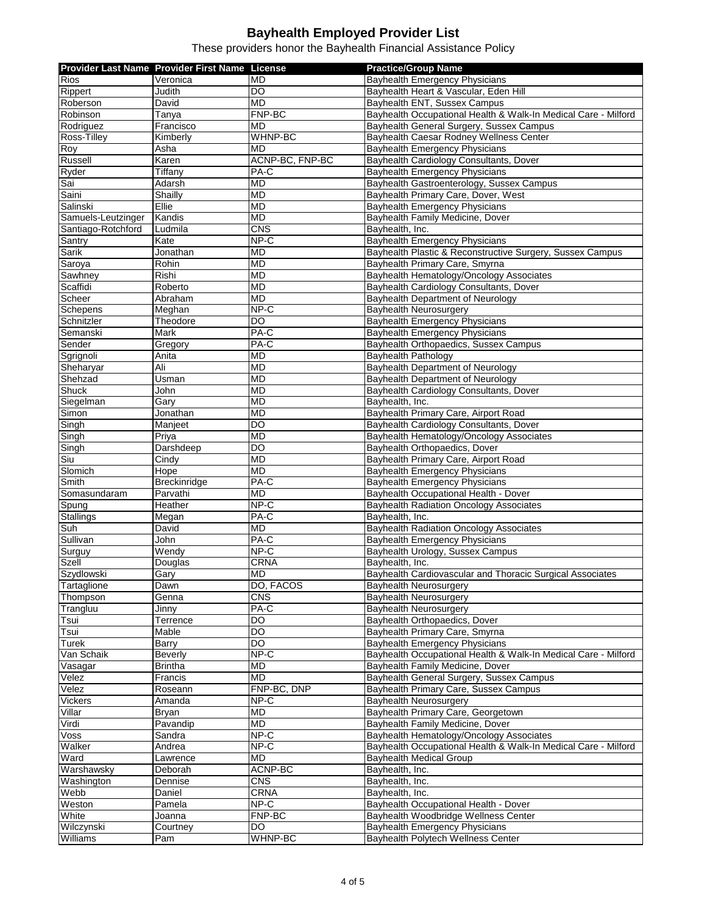# Bayhealth Employed Provider List

These providers honor the Bayhealth Financial Assistance Policy

| Provider Last Name | Provider First Name | License | Practice/Group Name |
|---|---|---|---|
| Rios | Veronica | MD | Bayhealth Emergency Physicians |
| Rippert | Judith | DO | Bayhealth Heart & Vascular, Eden Hill |
| Roberson | David | MD | Bayhealth ENT, Sussex Campus |
| Robinson | Tanya | FNP-BC | Bayhealth Occupational Health & Walk-In Medical Care - Milford |
| Rodriguez | Francisco | MD | Bayhealth General Surgery, Sussex Campus |
| Ross-Tilley | Kimberly | WHNP-BC | Bayhealth Caesar Rodney Wellness Center |
| Roy | Asha | MD | Bayhealth Emergency Physicians |
| Russell | Karen | ACNP-BC, FNP-BC | Bayhealth Cardiology Consultants, Dover |
| Ryder | Tiffany | PA-C | Bayhealth Emergency Physicians |
| Sai | Adarsh | MD | Bayhealth Gastroenterology, Sussex Campus |
| Saini | Shailly | MD | Bayhealth Primary Care, Dover, West |
| Salinski | Ellie | MD | Bayhealth Emergency Physicians |
| Samuels-Leutzinger | Kandis | MD | Bayhealth Family Medicine, Dover |
| Santiago-Rotchford | Ludmila | CNS | Bayhealth, Inc. |
| Santry | Kate | NP-C | Bayhealth Emergency Physicians |
| Sarik | Jonathan | MD | Bayhealth Plastic & Reconstructive Surgery, Sussex Campus |
| Saroya | Rohin | MD | Bayhealth Primary Care, Smyrna |
| Sawhney | Rishi | MD | Bayhealth Hematology/Oncology Associates |
| Scaffidi | Roberto | MD | Bayhealth Cardiology Consultants, Dover |
| Scheer | Abraham | MD | Bayhealth Department of Neurology |
| Schepens | Meghan | NP-C | Bayhealth Neurosurgery |
| Schnitzler | Theodore | DO | Bayhealth Emergency Physicians |
| Semanski | Mark | PA-C | Bayhealth Emergency Physicians |
| Sender | Gregory | PA-C | Bayhealth Orthopaedics, Sussex Campus |
| Sgrignoli | Anita | MD | Bayhealth Pathology |
| Sheharyar | Ali | MD | Bayhealth Department of Neurology |
| Shehzad | Usman | MD | Bayhealth Department of Neurology |
| Shuck | John | MD | Bayhealth Cardiology Consultants, Dover |
| Siegelman | Gary | MD | Bayhealth, Inc. |
| Simon | Jonathan | MD | Bayhealth Primary Care, Airport Road |
| Singh | Manjeet | DO | Bayhealth Cardiology Consultants, Dover |
| Singh | Priya | MD | Bayhealth Hematology/Oncology Associates |
| Singh | Darshdeep | DO | Bayhealth Orthopaedics, Dover |
| Siu | Cindy | MD | Bayhealth Primary Care, Airport Road |
| Slomich | Hope | MD | Bayhealth Emergency Physicians |
| Smith | Breckinridge | PA-C | Bayhealth Emergency Physicians |
| Somasundaram | Parvathi | MD | Bayhealth Occupational Health - Dover |
| Spung | Heather | NP-C | Bayhealth Radiation Oncology Associates |
| Stallings | Megan | PA-C | Bayhealth, Inc. |
| Suh | David | MD | Bayhealth Radiation Oncology Associates |
| Sullivan | John | PA-C | Bayhealth Emergency Physicians |
| Surguy | Wendy | NP-C | Bayhealth Urology, Sussex Campus |
| Szell | Douglas | CRNA | Bayhealth, Inc. |
| Szydlowski | Gary | MD | Bayhealth Cardiovascular and Thoracic Surgical Associates |
| Tartaglione | Dawn | DO, FACOS | Bayhealth Neurosurgery |
| Thompson | Genna | CNS | Bayhealth Neurosurgery |
| Trangluu | Jinny | PA-C | Bayhealth Neurosurgery |
| Tsui | Terrence | DO | Bayhealth Orthopaedics, Dover |
| Tsui | Mable | DO | Bayhealth Primary Care, Smyrna |
| Turek | Barry | DO | Bayhealth Emergency Physicians |
| Van Schaik | Beverly | NP-C | Bayhealth Occupational Health & Walk-In Medical Care - Milford |
| Vasagar | Brintha | MD | Bayhealth Family Medicine, Dover |
| Velez | Francis | MD | Bayhealth General Surgery, Sussex Campus |
| Velez | Roseann | FNP-BC, DNP | Bayhealth Primary Care, Sussex Campus |
| Vickers | Amanda | NP-C | Bayhealth Neurosurgery |
| Villar | Bryan | MD | Bayhealth Primary Care, Georgetown |
| Virdi | Pavandip | MD | Bayhealth Family Medicine, Dover |
| Voss | Sandra | NP-C | Bayhealth Hematology/Oncology Associates |
| Walker | Andrea | NP-C | Bayhealth Occupational Health & Walk-In Medical Care - Milford |
| Ward | Lawrence | MD | Bayhealth Medical Group |
| Warshawsky | Deborah | ACNP-BC | Bayhealth, Inc. |
| Washington | Dennise | CNS | Bayhealth, Inc. |
| Webb | Daniel | CRNA | Bayhealth, Inc. |
| Weston | Pamela | NP-C | Bayhealth Occupational Health - Dover |
| White | Joanna | FNP-BC | Bayhealth Woodbridge Wellness Center |
| Wilczynski | Courtney | DO | Bayhealth Emergency Physicians |
| Williams | Pam | WHNP-BC | Bayhealth Polytech Wellness Center |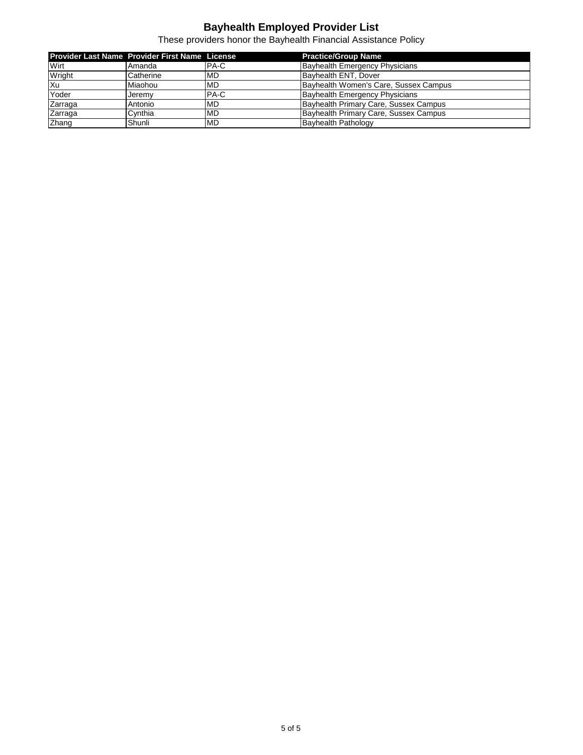# Bayhealth Employed Provider List

These providers honor the Bayhealth Financial Assistance Policy

| Provider Last Name | Provider First Name | License | Practice/Group Name |
| --- | --- | --- | --- |
| Wirt | Amanda | PA-C | Bayhealth Emergency Physicians |
| Wright | Catherine | MD | Bayhealth ENT, Dover |
| Xu | Miaohou | MD | Bayhealth Women's Care, Sussex Campus |
| Yoder | Jeremy | PA-C | Bayhealth Emergency Physicians |
| Zarraga | Antonio | MD | Bayhealth Primary Care, Sussex Campus |
| Zarraga | Cynthia | MD | Bayhealth Primary Care, Sussex Campus |
| Zhang | Shunli | MD | Bayhealth Pathology |